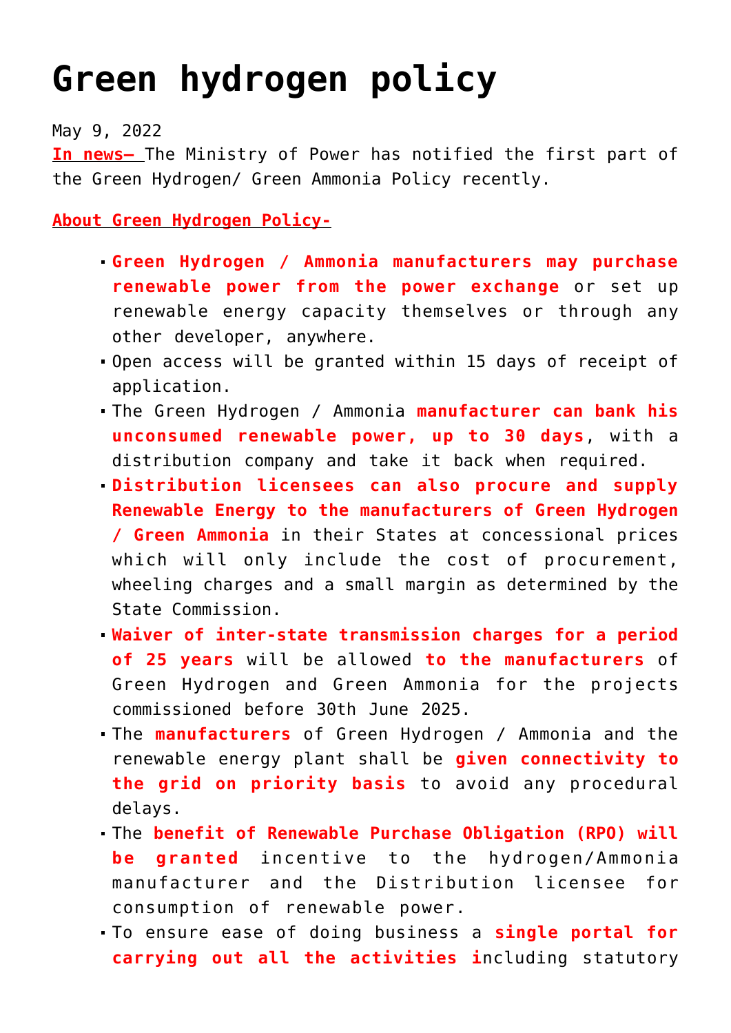# Green hydrogen policy

May 9, 2022

**In news–** The Ministry of Power has notified the first part of the Green Hydrogen/ Green Ammonia Policy recently.

**About Green Hydrogen Policy-**

- **Green Hydrogen / Ammonia manufacturers may purchase renewable power from the power exchange** or set up renewable energy capacity themselves or through any other developer, anywhere.
- Open access will be granted within 15 days of receipt of application.
- The Green Hydrogen / Ammonia **manufacturer can bank his unconsumed renewable power, up to 30 days**, with a distribution company and take it back when required.
- **Distribution licensees can also procure and supply Renewable Energy to the manufacturers of Green Hydrogen / Green Ammonia** in their States at concessional prices which will only include the cost of procurement, wheeling charges and a small margin as determined by the State Commission.
- **Waiver of inter-state transmission charges for a period of 25 years** will be allowed **to the manufacturers** of Green Hydrogen and Green Ammonia for the projects commissioned before 30th June 2025.
- The **manufacturers** of Green Hydrogen / Ammonia and the renewable energy plant shall be **given connectivity to the grid on priority basis** to avoid any procedural delays.
- The **benefit of Renewable Purchase Obligation (RPO) will be granted** incentive to the hydrogen/Ammonia manufacturer and the Distribution licensee for consumption of renewable power.
- To ensure ease of doing business a **single portal for carrying out all the activities i**ncluding statutory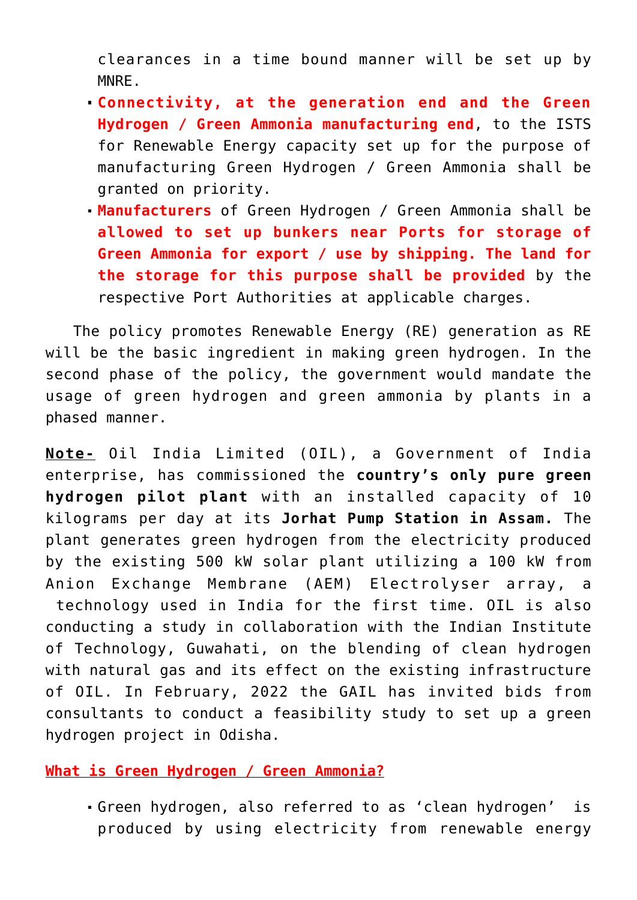clearances in a time bound manner will be set up by MNRE.

- **Connectivity, at the generation end and the Green Hydrogen / Green Ammonia manufacturing end**, to the ISTS for Renewable Energy capacity set up for the purpose of manufacturing Green Hydrogen / Green Ammonia shall be granted on priority.
- **Manufacturers** of Green Hydrogen / Green Ammonia shall be **allowed to set up bunkers near Ports for storage of Green Ammonia for export / use by shipping. The land for the storage for this purpose shall be provided** by the respective Port Authorities at applicable charges.

The policy promotes Renewable Energy (RE) generation as RE will be the basic ingredient in making green hydrogen. In the second phase of the policy, the government would mandate the usage of green hydrogen and green ammonia by plants in a phased manner.

**Note-** Oil India Limited (OIL), a Government of India enterprise, has commissioned the **country's only pure green hydrogen pilot plant** with an installed capacity of 10 kilograms per day at its **Jorhat Pump Station in Assam.** The plant generates green hydrogen from the electricity produced by the existing 500 kW solar plant utilizing a 100 kW from Anion Exchange Membrane (AEM) Electrolyser array, a technology used in India for the first time. OIL is also conducting a study in collaboration with the Indian Institute of Technology, Guwahati, on the blending of clean hydrogen with natural gas and its effect on the existing infrastructure of OIL. In February, 2022 the GAIL has invited bids from consultants to conduct a feasibility study to set up a green hydrogen project in Odisha.

## What is Green Hydrogen / Green Ammonia?

- Green hydrogen, also referred to as 'clean hydrogen' is produced by using electricity from renewable energy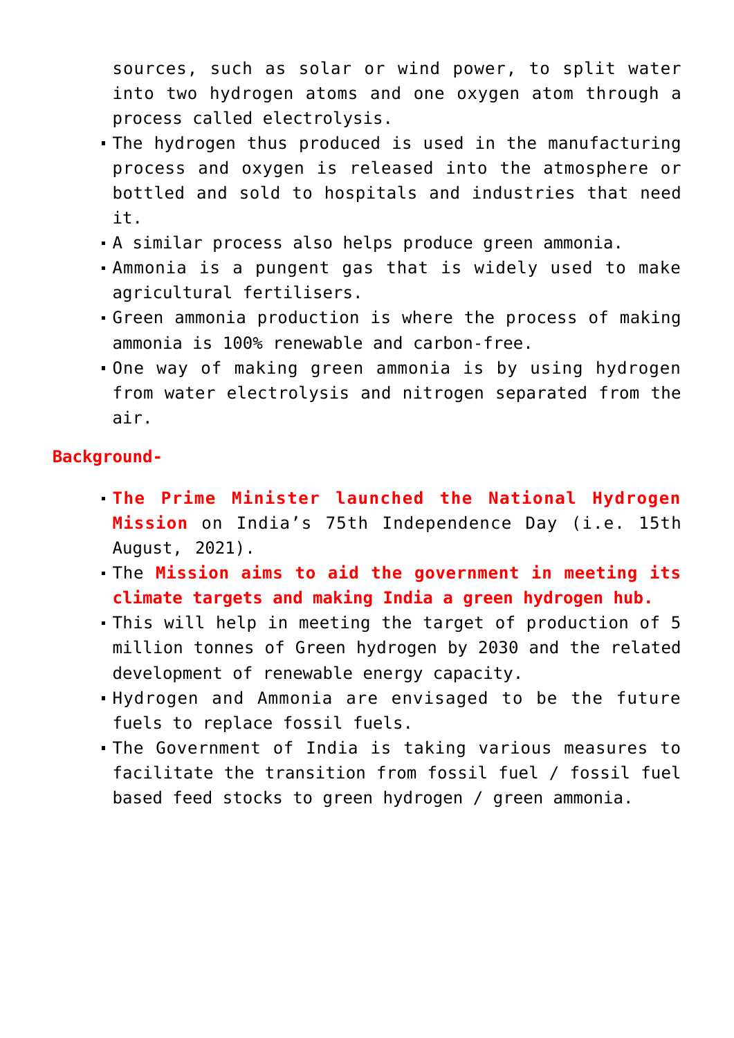sources, such as solar or wind power, to split water into two hydrogen atoms and one oxygen atom through a process called electrolysis.

- The hydrogen thus produced is used in the manufacturing process and oxygen is released into the atmosphere or bottled and sold to hospitals and industries that need it.
- A similar process also helps produce green ammonia.
- Ammonia is a pungent gas that is widely used to make agricultural fertilisers.
- Green ammonia production is where the process of making ammonia is 100% renewable and carbon-free.
- One way of making green ammonia is by using hydrogen from water electrolysis and nitrogen separated from the air.

**Background-**

- **The Prime Minister launched the National Hydrogen Mission** on India's 75th Independence Day (i.e. 15th August, 2021).
- The **Mission aims to aid the government in meeting its climate targets and making India a green hydrogen hub.**
- This will help in meeting the target of production of 5 million tonnes of Green hydrogen by 2030 and the related development of renewable energy capacity.
- Hydrogen and Ammonia are envisaged to be the future fuels to replace fossil fuels.
- The Government of India is taking various measures to facilitate the transition from fossil fuel / fossil fuel based feed stocks to green hydrogen / green ammonia.